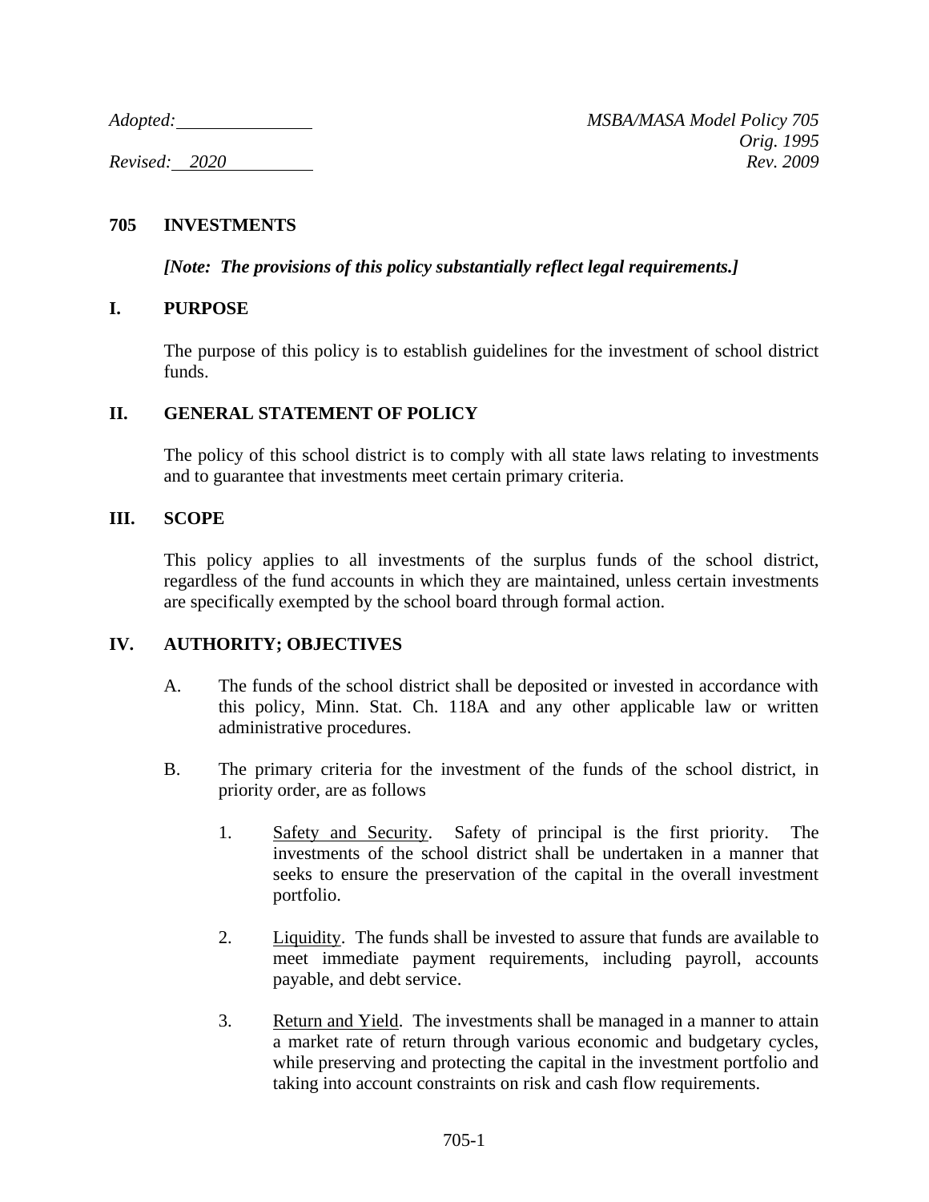*Adopted:* \_\_\_\_\_\_\_\_\_\_\_\_\_\_ *MSBA/MASA Model Policy 705*

*Orig. 1995*

*Revised:* *2020* *Rev. 2009*

# 705 INVESTMENTS

***[Note: The provisions of this policy substantially reflect legal requirements.]***

## I. PURPOSE

The purpose of this policy is to establish guidelines for the investment of school district funds.

## II. GENERAL STATEMENT OF POLICY

The policy of this school district is to comply with all state laws relating to investments and to guarantee that investments meet certain primary criteria.

## III. SCOPE

This policy applies to all investments of the surplus funds of the school district, regardless of the fund accounts in which they are maintained, unless certain investments are specifically exempted by the school board through formal action.

## IV. AUTHORITY; OBJECTIVES

A. The funds of the school district shall be deposited or invested in accordance with this policy, Minn. Stat. Ch. 118A and any other applicable law or written administrative procedures.

B. The primary criteria for the investment of the funds of the school district, in priority order, are as follows

1. Safety and Security. Safety of principal is the first priority. The investments of the school district shall be undertaken in a manner that seeks to ensure the preservation of the capital in the overall investment portfolio.

2. Liquidity. The funds shall be invested to assure that funds are available to meet immediate payment requirements, including payroll, accounts payable, and debt service.

3. Return and Yield. The investments shall be managed in a manner to attain a market rate of return through various economic and budgetary cycles, while preserving and protecting the capital in the investment portfolio and taking into account constraints on risk and cash flow requirements.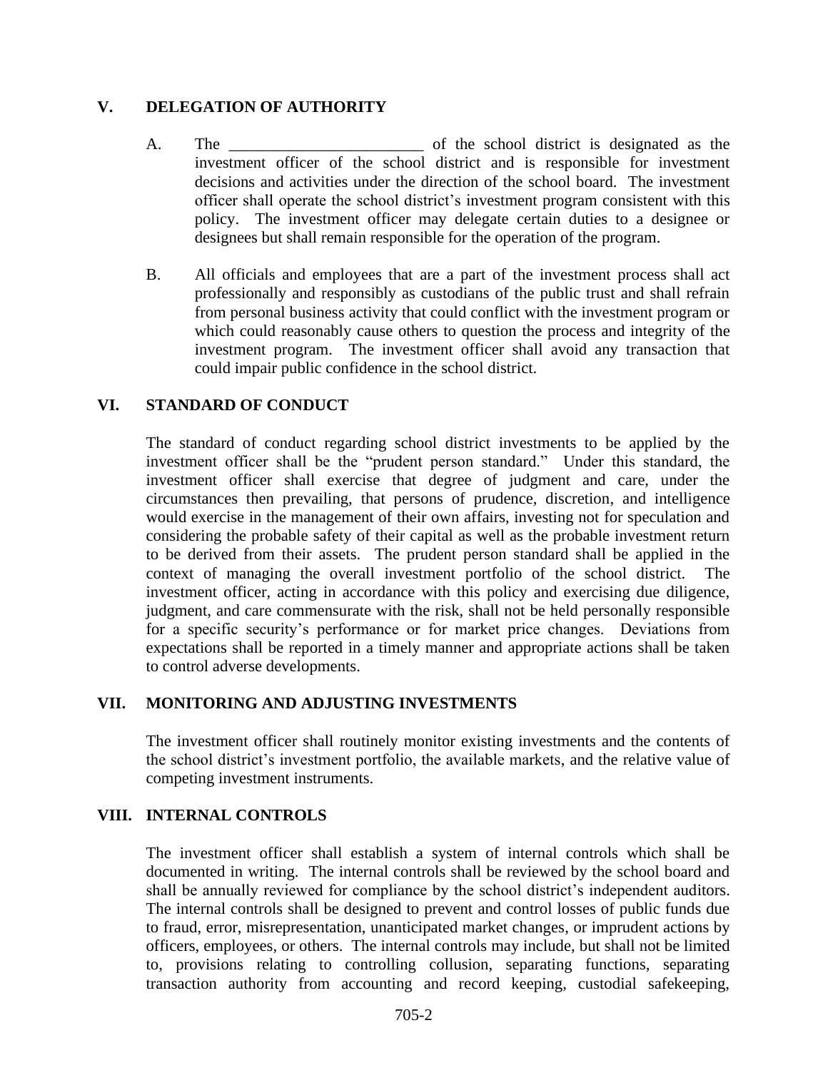## V. DELEGATION OF AUTHORITY

A. The ________________________ of the school district is designated as the investment officer of the school district and is responsible for investment decisions and activities under the direction of the school board. The investment officer shall operate the school district's investment program consistent with this policy. The investment officer may delegate certain duties to a designee or designees but shall remain responsible for the operation of the program.

B. All officials and employees that are a part of the investment process shall act professionally and responsibly as custodians of the public trust and shall refrain from personal business activity that could conflict with the investment program or which could reasonably cause others to question the process and integrity of the investment program. The investment officer shall avoid any transaction that could impair public confidence in the school district.

## VI. STANDARD OF CONDUCT

The standard of conduct regarding school district investments to be applied by the investment officer shall be the "prudent person standard." Under this standard, the investment officer shall exercise that degree of judgment and care, under the circumstances then prevailing, that persons of prudence, discretion, and intelligence would exercise in the management of their own affairs, investing not for speculation and considering the probable safety of their capital as well as the probable investment return to be derived from their assets. The prudent person standard shall be applied in the context of managing the overall investment portfolio of the school district. The investment officer, acting in accordance with this policy and exercising due diligence, judgment, and care commensurate with the risk, shall not be held personally responsible for a specific security's performance or for market price changes. Deviations from expectations shall be reported in a timely manner and appropriate actions shall be taken to control adverse developments.

## VII. MONITORING AND ADJUSTING INVESTMENTS

The investment officer shall routinely monitor existing investments and the contents of the school district's investment portfolio, the available markets, and the relative value of competing investment instruments.

## VIII. INTERNAL CONTROLS

The investment officer shall establish a system of internal controls which shall be documented in writing. The internal controls shall be reviewed by the school board and shall be annually reviewed for compliance by the school district's independent auditors. The internal controls shall be designed to prevent and control losses of public funds due to fraud, error, misrepresentation, unanticipated market changes, or imprudent actions by officers, employees, or others. The internal controls may include, but shall not be limited to, provisions relating to controlling collusion, separating functions, separating transaction authority from accounting and record keeping, custodial safekeeping,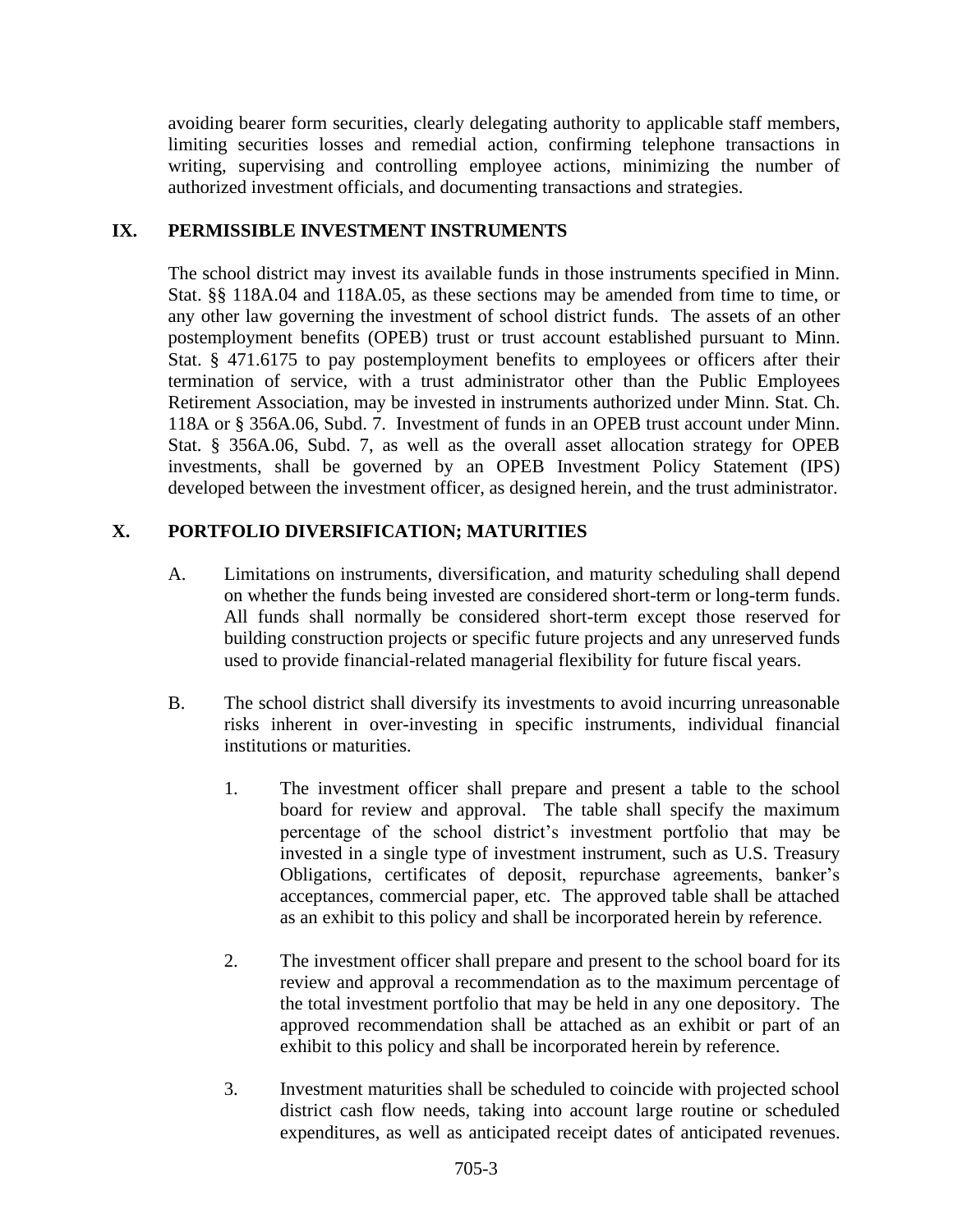avoiding bearer form securities, clearly delegating authority to applicable staff members, limiting securities losses and remedial action, confirming telephone transactions in writing, supervising and controlling employee actions, minimizing the number of authorized investment officials, and documenting transactions and strategies.

## IX. PERMISSIBLE INVESTMENT INSTRUMENTS

The school district may invest its available funds in those instruments specified in Minn. Stat. §§ 118A.04 and 118A.05, as these sections may be amended from time to time, or any other law governing the investment of school district funds. The assets of an other postemployment benefits (OPEB) trust or trust account established pursuant to Minn. Stat. § 471.6175 to pay postemployment benefits to employees or officers after their termination of service, with a trust administrator other than the Public Employees Retirement Association, may be invested in instruments authorized under Minn. Stat. Ch. 118A or § 356A.06, Subd. 7. Investment of funds in an OPEB trust account under Minn. Stat. § 356A.06, Subd. 7, as well as the overall asset allocation strategy for OPEB investments, shall be governed by an OPEB Investment Policy Statement (IPS) developed between the investment officer, as designed herein, and the trust administrator.

## X. PORTFOLIO DIVERSIFICATION; MATURITIES

A. Limitations on instruments, diversification, and maturity scheduling shall depend on whether the funds being invested are considered short-term or long-term funds. All funds shall normally be considered short-term except those reserved for building construction projects or specific future projects and any unreserved funds used to provide financial-related managerial flexibility for future fiscal years.

B. The school district shall diversify its investments to avoid incurring unreasonable risks inherent in over-investing in specific instruments, individual financial institutions or maturities.

1. The investment officer shall prepare and present a table to the school board for review and approval. The table shall specify the maximum percentage of the school district's investment portfolio that may be invested in a single type of investment instrument, such as U.S. Treasury Obligations, certificates of deposit, repurchase agreements, banker's acceptances, commercial paper, etc. The approved table shall be attached as an exhibit to this policy and shall be incorporated herein by reference.

2. The investment officer shall prepare and present to the school board for its review and approval a recommendation as to the maximum percentage of the total investment portfolio that may be held in any one depository. The approved recommendation shall be attached as an exhibit or part of an exhibit to this policy and shall be incorporated herein by reference.

3. Investment maturities shall be scheduled to coincide with projected school district cash flow needs, taking into account large routine or scheduled expenditures, as well as anticipated receipt dates of anticipated revenues.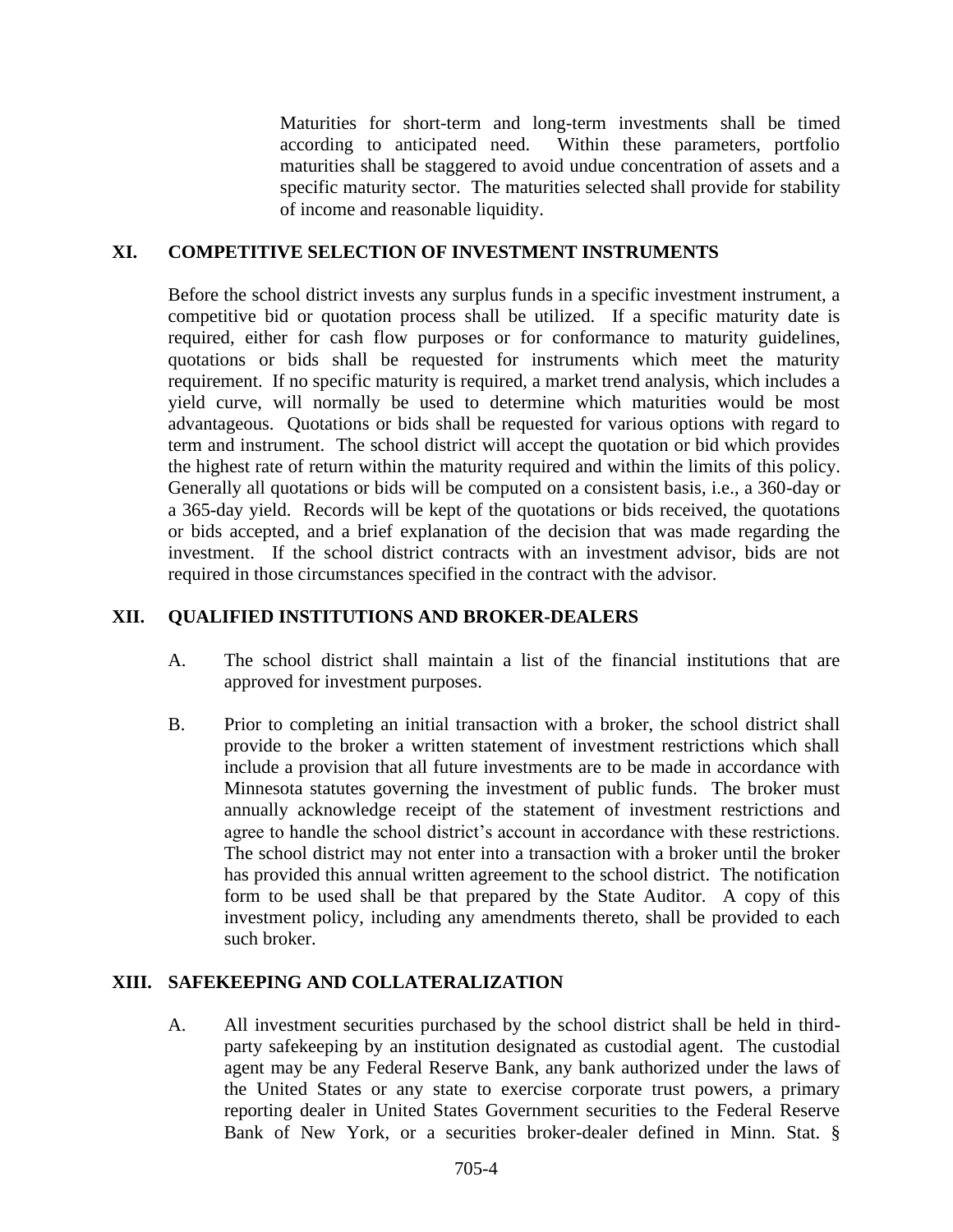Maturities for short-term and long-term investments shall be timed according to anticipated need. Within these parameters, portfolio maturities shall be staggered to avoid undue concentration of assets and a specific maturity sector. The maturities selected shall provide for stability of income and reasonable liquidity.

## XI. COMPETITIVE SELECTION OF INVESTMENT INSTRUMENTS

Before the school district invests any surplus funds in a specific investment instrument, a competitive bid or quotation process shall be utilized. If a specific maturity date is required, either for cash flow purposes or for conformance to maturity guidelines, quotations or bids shall be requested for instruments which meet the maturity requirement. If no specific maturity is required, a market trend analysis, which includes a yield curve, will normally be used to determine which maturities would be most advantageous. Quotations or bids shall be requested for various options with regard to term and instrument. The school district will accept the quotation or bid which provides the highest rate of return within the maturity required and within the limits of this policy. Generally all quotations or bids will be computed on a consistent basis, i.e., a 360-day or a 365-day yield. Records will be kept of the quotations or bids received, the quotations or bids accepted, and a brief explanation of the decision that was made regarding the investment. If the school district contracts with an investment advisor, bids are not required in those circumstances specified in the contract with the advisor.

## XII. QUALIFIED INSTITUTIONS AND BROKER-DEALERS

A. The school district shall maintain a list of the financial institutions that are approved for investment purposes.

B. Prior to completing an initial transaction with a broker, the school district shall provide to the broker a written statement of investment restrictions which shall include a provision that all future investments are to be made in accordance with Minnesota statutes governing the investment of public funds. The broker must annually acknowledge receipt of the statement of investment restrictions and agree to handle the school district's account in accordance with these restrictions. The school district may not enter into a transaction with a broker until the broker has provided this annual written agreement to the school district. The notification form to be used shall be that prepared by the State Auditor. A copy of this investment policy, including any amendments thereto, shall be provided to each such broker.

## XIII. SAFEKEEPING AND COLLATERALIZATION

A. All investment securities purchased by the school district shall be held in third-party safekeeping by an institution designated as custodial agent. The custodial agent may be any Federal Reserve Bank, any bank authorized under the laws of the United States or any state to exercise corporate trust powers, a primary reporting dealer in United States Government securities to the Federal Reserve Bank of New York, or a securities broker-dealer defined in Minn. Stat. §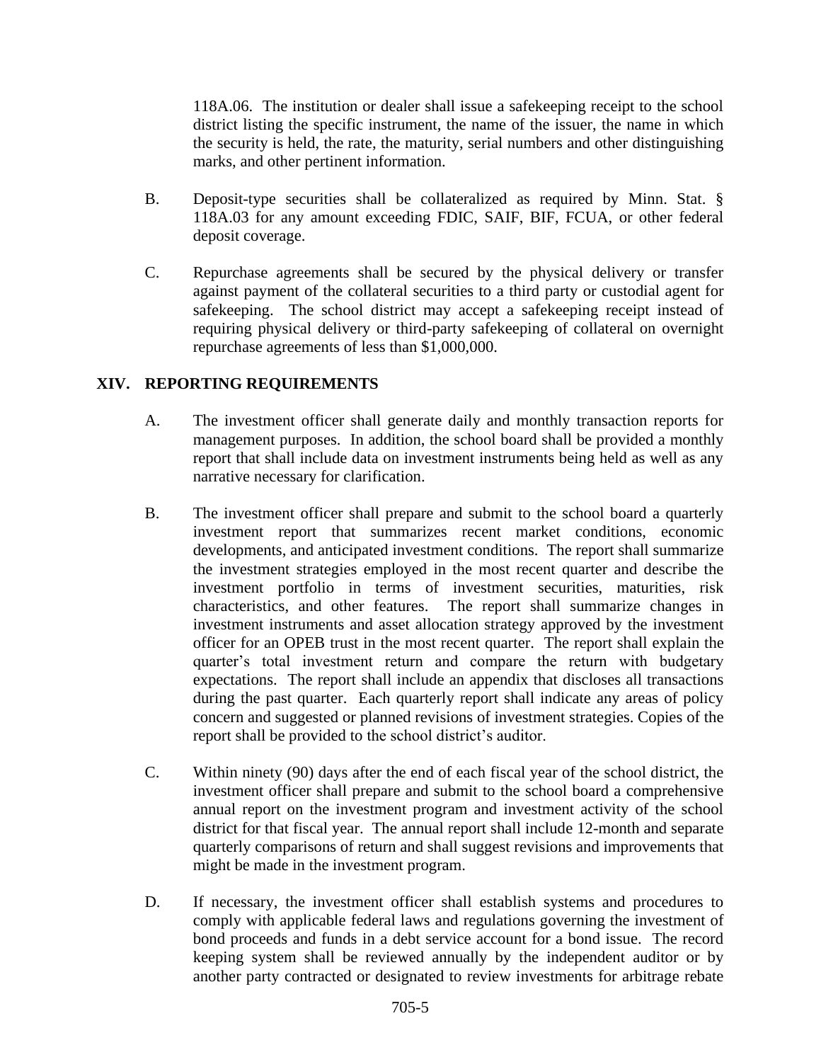118A.06. The institution or dealer shall issue a safekeeping receipt to the school district listing the specific instrument, the name of the issuer, the name in which the security is held, the rate, the maturity, serial numbers and other distinguishing marks, and other pertinent information.

B. Deposit-type securities shall be collateralized as required by Minn. Stat. § 118A.03 for any amount exceeding FDIC, SAIF, BIF, FCUA, or other federal deposit coverage.

C. Repurchase agreements shall be secured by the physical delivery or transfer against payment of the collateral securities to a third party or custodial agent for safekeeping. The school district may accept a safekeeping receipt instead of requiring physical delivery or third-party safekeeping of collateral on overnight repurchase agreements of less than $1,000,000.

## XIV. REPORTING REQUIREMENTS

A. The investment officer shall generate daily and monthly transaction reports for management purposes. In addition, the school board shall be provided a monthly report that shall include data on investment instruments being held as well as any narrative necessary for clarification.

B. The investment officer shall prepare and submit to the school board a quarterly investment report that summarizes recent market conditions, economic developments, and anticipated investment conditions. The report shall summarize the investment strategies employed in the most recent quarter and describe the investment portfolio in terms of investment securities, maturities, risk characteristics, and other features. The report shall summarize changes in investment instruments and asset allocation strategy approved by the investment officer for an OPEB trust in the most recent quarter. The report shall explain the quarter's total investment return and compare the return with budgetary expectations. The report shall include an appendix that discloses all transactions during the past quarter. Each quarterly report shall indicate any areas of policy concern and suggested or planned revisions of investment strategies. Copies of the report shall be provided to the school district's auditor.

C. Within ninety (90) days after the end of each fiscal year of the school district, the investment officer shall prepare and submit to the school board a comprehensive annual report on the investment program and investment activity of the school district for that fiscal year. The annual report shall include 12-month and separate quarterly comparisons of return and shall suggest revisions and improvements that might be made in the investment program.

D. If necessary, the investment officer shall establish systems and procedures to comply with applicable federal laws and regulations governing the investment of bond proceeds and funds in a debt service account for a bond issue. The record keeping system shall be reviewed annually by the independent auditor or by another party contracted or designated to review investments for arbitrage rebate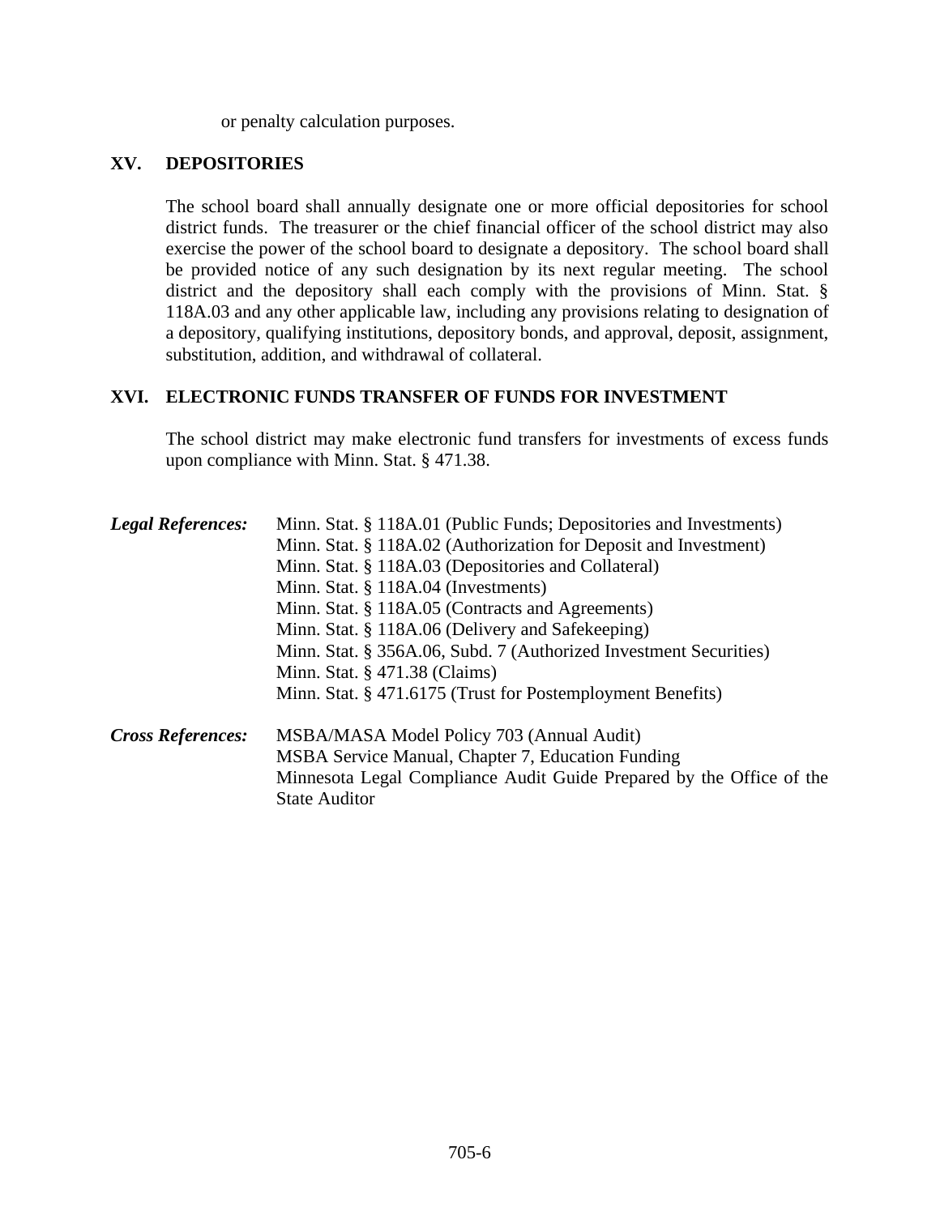or penalty calculation purposes.

## XV. DEPOSITORIES

The school board shall annually designate one or more official depositories for school district funds. The treasurer or the chief financial officer of the school district may also exercise the power of the school board to designate a depository. The school board shall be provided notice of any such designation by its next regular meeting. The school district and the depository shall each comply with the provisions of Minn. Stat. § 118A.03 and any other applicable law, including any provisions relating to designation of a depository, qualifying institutions, depository bonds, and approval, deposit, assignment, substitution, addition, and withdrawal of collateral.

## XVI. ELECTRONIC FUNDS TRANSFER OF FUNDS FOR INVESTMENT

The school district may make electronic fund transfers for investments of excess funds upon compliance with Minn. Stat. § 471.38.

***Legal References:***
Minn. Stat. § 118A.01 (Public Funds; Depositories and Investments)
Minn. Stat. § 118A.02 (Authorization for Deposit and Investment)
Minn. Stat. § 118A.03 (Depositories and Collateral)
Minn. Stat. § 118A.04 (Investments)
Minn. Stat. § 118A.05 (Contracts and Agreements)
Minn. Stat. § 118A.06 (Delivery and Safekeeping)
Minn. Stat. § 356A.06, Subd. 7 (Authorized Investment Securities)
Minn. Stat. § 471.38 (Claims)
Minn. Stat. § 471.6175 (Trust for Postemployment Benefits)

***Cross References:***
MSBA/MASA Model Policy 703 (Annual Audit)
MSBA Service Manual, Chapter 7, Education Funding
Minnesota Legal Compliance Audit Guide Prepared by the Office of the State Auditor